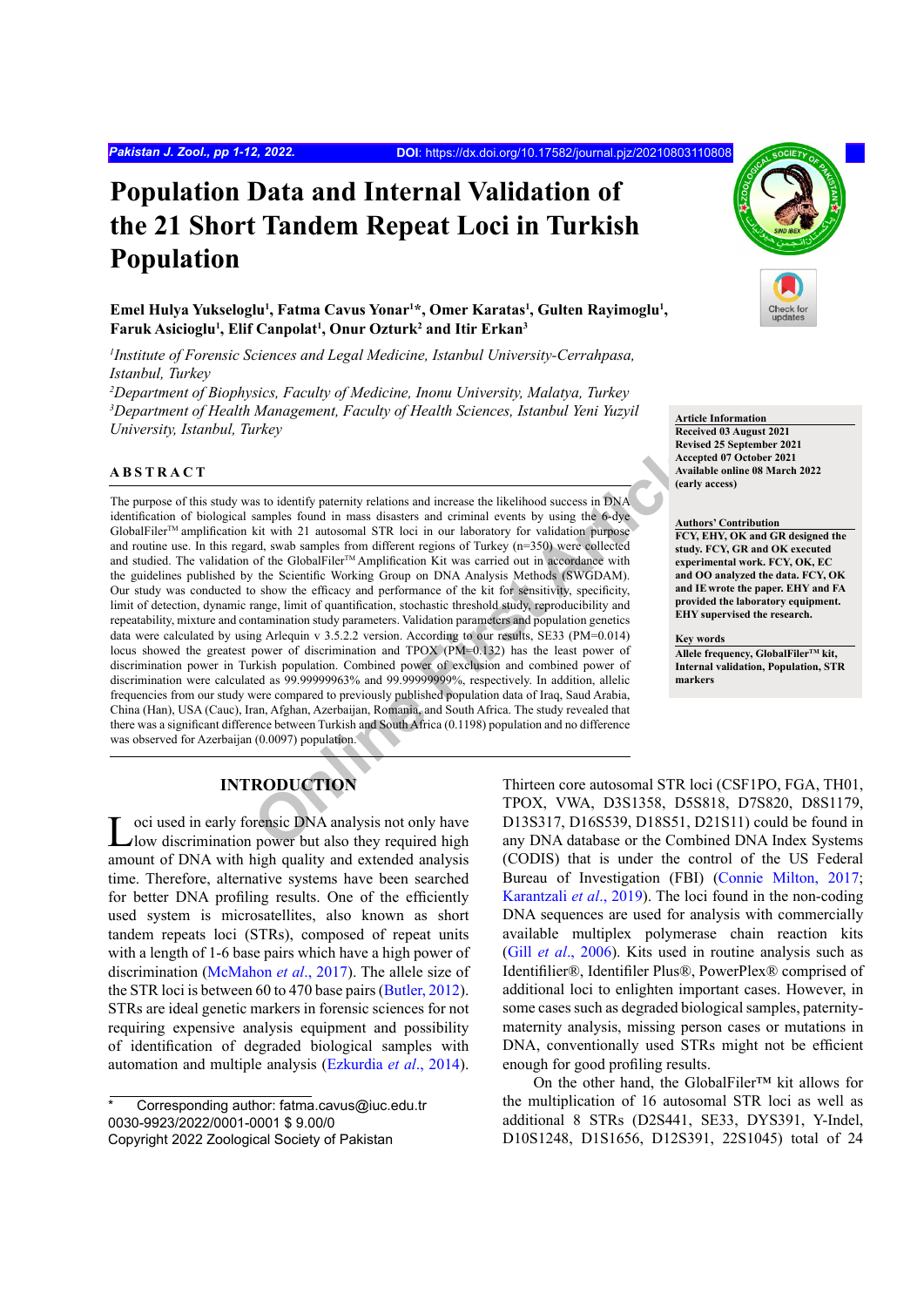# Population Data and Internal Validation of the 21 Short Tandem Repeat Loci in Turkish Population

**Emel Hulya Yukseloglu[1], Fatma Cavus Yonar[1]*, Omer Karatas[1], Gulten Rayimoglu[1], Faruk Asicioglu[1], Elif Canpolat[1], Onur Ozturk[2] and Itir Erkan[3]**

*[1]Institute of Forensic Sciences and Legal Medicine, Istanbul University-Cerrahpasa, Istanbul, Turkey*

*[2]Department of Biophysics, Faculty of Medicine, Inonu University, Malatya, Turkey*

*[3]Department of Health Management, Faculty of Health Sciences, Istanbul Yeni Yuzyil University, Istanbul, Turkey*

**Article Information**
Received 03 August 2021
Revised 25 September 2021
Accepted 07 October 2021
Available online 08 March 2022 (early access)

**Authors' Contribution**
FCY, EHY, OK and GR designed the study. FCY, GR and OK executed experimental work. FCY, OK, EC and OO analyzed the data. FCY, OK and IE wrote the paper. EHY and FA provided the laboratory equipment. EHY supervised the research.

**Key words**
Allele frequency, GlobalFiler™ kit, Internal validation, Population, STR markers

## ABSTRACT

The purpose of this study was to identify paternity relations and increase the likelihood success in DNA identification of biological samples found in mass disasters and criminal events by using the 6-dye GlobalFiler™ amplification kit with 21 autosomal STR loci in our laboratory for validation purpose and routine use. In this regard, swab samples from different regions of Turkey (n=350) were collected and studied. The validation of the GlobalFiler™ Amplification Kit was carried out in accordance with the guidelines published by the Scientific Working Group on DNA Analysis Methods (SWGDAM). Our study was conducted to show the efficacy and performance of the kit for sensitivity, specificity, limit of detection, dynamic range, limit of quantification, stochastic threshold study, reproducibility and repeatability, mixture and contamination study parameters. Validation parameters and population genetics data were calculated by using Arlequin v 3.5.2.2 version. According to our results, SE33 (PM=0.014) locus showed the greatest power of discrimination and TPOX (PM=0.132) has the least power of discrimination power in Turkish population. Combined power of exclusion and combined power of discrimination were calculated as 99.99999963% and 99.99999999%, respectively. In addition, allelic frequencies from our study were compared to previously published population data of Iraq, Saud Arabia, China (Han), USA (Cauc), Iran, Afghan, Azerbaijan, Romania, and South Africa. The study revealed that there was a significant difference between Turkish and South Africa (0.1198) population and no difference was observed for Azerbaijan (0.0097) population.

## INTRODUCTION

Loci used in early forensic DNA analysis not only have low discrimination power but also they required high amount of DNA with high quality and extended analysis time. Therefore, alternative systems have been searched for better DNA profiling results. One of the efficiently used system is microsatellites, also known as short tandem repeats units (STRs), composed of repeat units with a length of 1-6 base pairs which have a high power of discrimination (McMahon *et al*., 2017). The allele size of the STR loci is between 60 to 470 base pairs (Butler, 2012). STRs are ideal genetic markers in forensic sciences for not requiring expensive analysis equipment and possibility of identification of degraded biological samples with automation and multiple analysis (Ezkurdia *et al*., 2014).

Thirteen core autosomal STR loci (CSF1PO, FGA, TH01, TPOX, VWA, D3S1358, D5S818, D7S820, D8S1179, D13S317, D16S539, D18S51, D21S11) could be found in any DNA database or the Combined DNA Index Systems (CODIS) that is under the control of the US Federal Bureau of Investigation (FBI) (Connie Milton, 2017; Karantzali *et al*., 2019). The loci found in the non-coding DNA sequences are used for analysis with commercially available multiplex polymerase chain reaction kits (Gill *et al*., 2006). Kits used in routine analysis such as Identifilier®, Identifier Plus®, PowerPlex® comprised of additional loci to enlighten important cases. However, in some cases such as degraded biological samples, paternity-maternity analysis, missing person cases or mutations in DNA, conventionally used STRs might not be efficient enough for good profiling results.

On the other hand, the GlobalFiler™ kit allows for the multiplication of 16 autosomal STR loci as well as additional 8 STRs (D2S441, SE33, DYS391, Y-Indel, D10S1248, D1S1656, D12S391, 22S1045) total of 24

\* Corresponding author: fatma.cavus@iuc.edu.tr
0030-9923/2022/0001-0001 $ 9.00/0
Copyright 2022 Zoological Society of Pakistan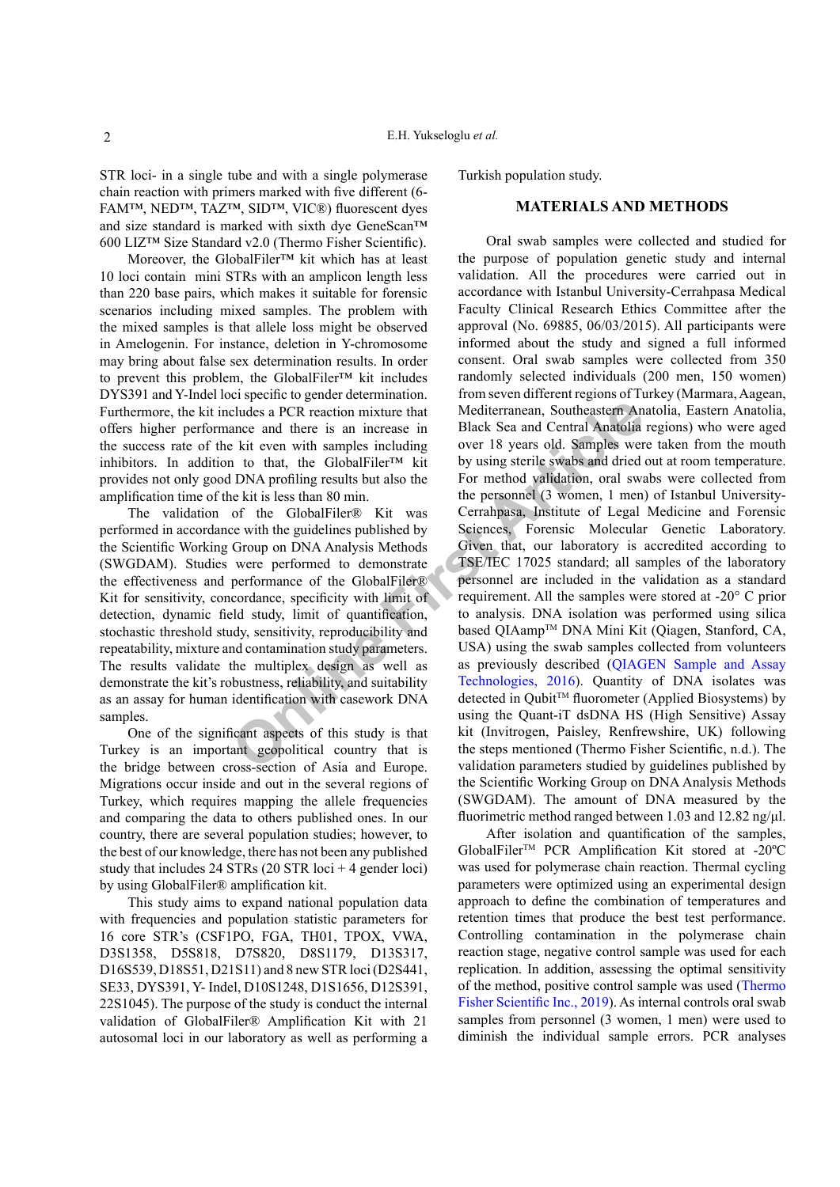STR loci- in a single tube and with a single polymerase chain reaction with primers marked with five different (6-FAM™, NED™, TAZ™, SID™, VIC®) fluorescent dyes and size standard is marked with sixth dye GeneScan™ 600 LIZ™ Size Standard v2.0 (Thermo Fisher Scientific).

Moreover, the GlobalFiler™ kit which has at least 10 loci contain mini STRs with an amplicon length less than 220 base pairs, which makes it suitable for forensic scenarios including mixed samples. The problem with the mixed samples is that allele loss might be observed in Amelogenin. For instance, deletion in Y-chromosome may bring about false sex determination results. In order to prevent this problem, the GlobalFiler™ kit includes DYS391 and Y-Indel loci specific to gender determination. Furthermore, the kit includes a PCR reaction mixture that offers higher performance and there is an increase in the success rate of the kit even with samples including inhibitors. In addition to that, the GlobalFiler™ kit provides not only good DNA profiling results but also the amplification time of the kit is less than 80 min.

The validation of the GlobalFiler® Kit was performed in accordance with the guidelines published by the Scientific Working Group on DNA Analysis Methods (SWGDAM). Studies were performed to demonstrate the effectiveness and performance of the GlobalFiler® Kit for sensitivity, concordance, specificity with limit of detection, dynamic field study, limit of quantification, stochastic threshold study, sensitivity, reproducibility and repeatability, mixture and contamination study parameters. The results validate the multiplex design as well as demonstrate the kit's robustness, reliability, and suitability as an assay for human identification with casework DNA samples.

One of the significant aspects of this study is that Turkey is an important geopolitical country that is the bridge between cross-section of Asia and Europe. Migrations occur inside and out in the several regions of Turkey, which requires mapping the allele frequencies and comparing the data to others published ones. In our country, there are several population studies; however, to the best of our knowledge, there has not been any published study that includes 24 STRs (20 STR loci + 4 gender loci) by using GlobalFiler® amplification kit.

This study aims to expand national population data with frequencies and population statistic parameters for 16 core STR's (CSF1PO, FGA, TH01, TPOX, VWA, D3S1358, D5S818, D7S820, D8S1179, D13S317, D16S539, D18S51, D21S11) and 8 new STR loci (D2S441, SE33, DYS391, Y- Indel, D10S1248, D1S1656, D12S391, 22S1045). The purpose of the study is conduct the internal validation of GlobalFiler® Amplification Kit with 21 autosomal loci in our laboratory as well as performing a Turkish population study.

## MATERIALS AND METHODS

Oral swab samples were collected and studied for the purpose of population genetic study and internal validation. All the procedures were carried out in accordance with Istanbul University-Cerrahpasa Medical Faculty Clinical Research Ethics Committee after the approval (No. 69885, 06/03/2015). All participants were informed about the study and signed a full informed consent. Oral swab samples were collected from 350 randomly selected individuals (200 men, 150 women) from seven different regions of Turkey (Marmara, Aagean, Mediterranean, Southeastern Anatolia, Eastern Anatolia, Black Sea and Central Anatolia regions) who were aged over 18 years old. Samples were taken from the mouth by using sterile swabs and dried out at room temperature. For method validation, oral swabs were collected from the personnel (3 women, 1 men) of Istanbul University-Cerrahpasa, Institute of Legal Medicine and Forensic Sciences, Forensic Molecular Genetic Laboratory. Given that, our laboratory is accredited according to TSE/IEC 17025 standard; all samples of the laboratory personnel are included in the validation as a standard requirement. All the samples were stored at -20° C prior to analysis. DNA isolation was performed using silica based QIAamp™ DNA Mini Kit (Qiagen, Stanford, CA, USA) using the swab samples collected from volunteers as previously described (QIAGEN Sample and Assay Technologies, 2016). Quantity of DNA isolates was detected in Qubit™ fluorometer (Applied Biosystems) by using the Quant-iT dsDNA HS (High Sensitive) Assay kit (Invitrogen, Paisley, Renfrewshire, UK) following the steps mentioned (Thermo Fisher Scientific, n.d.). The validation parameters studied by guidelines published by the Scientific Working Group on DNA Analysis Methods (SWGDAM). The amount of DNA measured by the fluorimetric method ranged between 1.03 and 12.82 ng/µl.

After isolation and quantification of the samples, GlobalFiler™ PCR Amplification Kit stored at -20ºC was used for polymerase chain reaction. Thermal cycling parameters were optimized using an experimental design approach to define the combination of temperatures and retention times that produce the best test performance. Controlling contamination in the polymerase chain reaction stage, negative control sample was used for each replication. In addition, assessing the optimal sensitivity of the method, positive control sample was used (Thermo Fisher Scientific Inc., 2019). As internal controls oral swab samples from personnel (3 women, 1 men) were used to diminish the individual sample errors. PCR analyses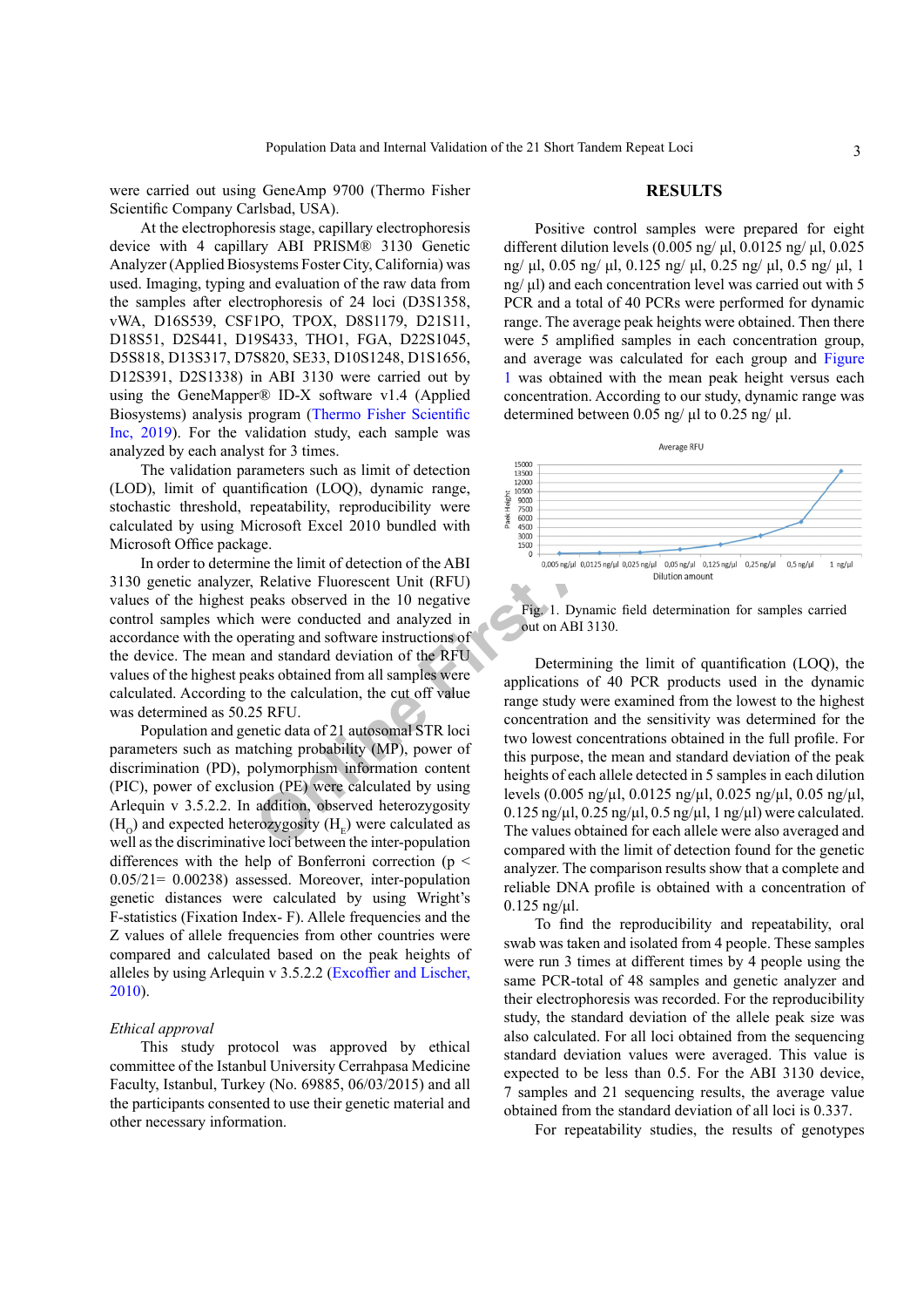were carried out using GeneAmp 9700 (Thermo Fisher Scientific Company Carlsbad, USA).

At the electrophoresis stage, capillary electrophoresis device with 4 capillary ABI PRISM® 3130 Genetic Analyzer (Applied Biosystems Foster City, California) was used. Imaging, typing and evaluation of the raw data from the samples after electrophoresis of 24 loci (D3S1358, vWA, D16S539, CSF1PO, TPOX, D8S1179, D21S11, D18S51, D2S441, D19S433, THO1, FGA, D22S1045, D5S818, D13S317, D7S820, SE33, D10S1248, D1S1656, D12S391, D2S1338) in ABI 3130 were carried out by using the GeneMapper® ID-X software v1.4 (Applied Biosystems) analysis program (Thermo Fisher Scientific Inc, 2019). For the validation study, each sample was analyzed by each analyst for 3 times.

The validation parameters such as limit of detection (LOD), limit of quantification (LOQ), dynamic range, stochastic threshold, repeatability, reproducibility were calculated by using Microsoft Excel 2010 bundled with Microsoft Office package.

In order to determine the limit of detection of the ABI 3130 genetic analyzer, Relative Fluorescent Unit (RFU) values of the highest peaks observed in the 10 negative control samples which were conducted and analyzed in accordance with the operating and software instructions of the device. The mean and standard deviation of the RFU values of the highest peaks obtained from all samples were calculated. According to the calculation, the cut off value was determined as 50.25 RFU.

Population and genetic data of 21 autosomal STR loci parameters such as matching probability (MP), power of discrimination (PD), polymorphism information content (PIC), power of exclusion (PE) were calculated by using Arlequin v 3.5.2.2. In addition, observed heterozygosity ($H_O$) and expected heterozygosity ($H_E$) were calculated as well as the discriminative loci between the inter-population differences with the help of Bonferroni correction ($p < 0.05/21 = 0.00238$) assessed. Moreover, inter-population genetic distances were calculated by using Wright's F-statistics (Fixation Index- F). Allele frequencies and the Z values of allele frequencies from other countries were compared and calculated based on the peak heights of alleles by using Arlequin v 3.5.2.2 (Excoffier and Lischer, 2010).

*Ethical approval*

This study protocol was approved by ethical committee of the Istanbul University Cerrahpasa Medicine Faculty, Istanbul, Turkey (No. 69885, 06/03/2015) and all the participants consented to use their genetic material and other necessary information.

## RESULTS

Positive control samples were prepared for eight different dilution levels (0.005 ng/ µl, 0.0125 ng/ µl, 0.025 ng/ µl, 0.05 ng/ µl, 0.125 ng/ µl, 0.25 ng/ µl, 0.5 ng/ µl, 1 ng/ µl) and each concentration level was carried out with 5 PCR and a total of 40 PCRs were performed for dynamic range. The average peak heights were obtained. Then there were 5 amplified samples in each concentration group, and average was calculated for each group and Figure 1 was obtained with the mean peak height versus each concentration. According to our study, dynamic range was determined between 0.05 ng/ µl to 0.25 ng/ µl.

Fig. 1. Dynamic field determination for samples carried out on ABI 3130.

Determining the limit of quantification (LOQ), the applications of 40 PCR products used in the dynamic range study were examined from the lowest to the highest concentration and the sensitivity was determined for the two lowest concentrations obtained in the full profile. For this purpose, the mean and standard deviation of the peak heights of each allele detected in 5 samples in each dilution levels (0.005 ng/µl, 0.0125 ng/µl, 0.025 ng/µl, 0.05 ng/µl, 0.125 ng/µl, 0.25 ng/µl, 0.5 ng/µl, 1 ng/µl) were calculated. The values obtained for each allele were also averaged and compared with the limit of detection found for the genetic analyzer. The comparison results show that a complete and reliable DNA profile is obtained with a concentration of 0.125 ng/µl.

To find the reproducibility and repeatability, oral swab was taken and isolated from 4 people. These samples were run 3 times at different times by 4 people using the same PCR-total of 48 samples and genetic analyzer and their electrophoresis was recorded. For the reproducibility study, the standard deviation of the allele peak size was also calculated. For all loci obtained from the sequencing standard deviation values were averaged. This value is expected to be less than 0.5. For the ABI 3130 device, 7 samples and 21 sequencing results, the average value obtained from the standard deviation of all loci is 0.337.

For repeatability studies, the results of genotypes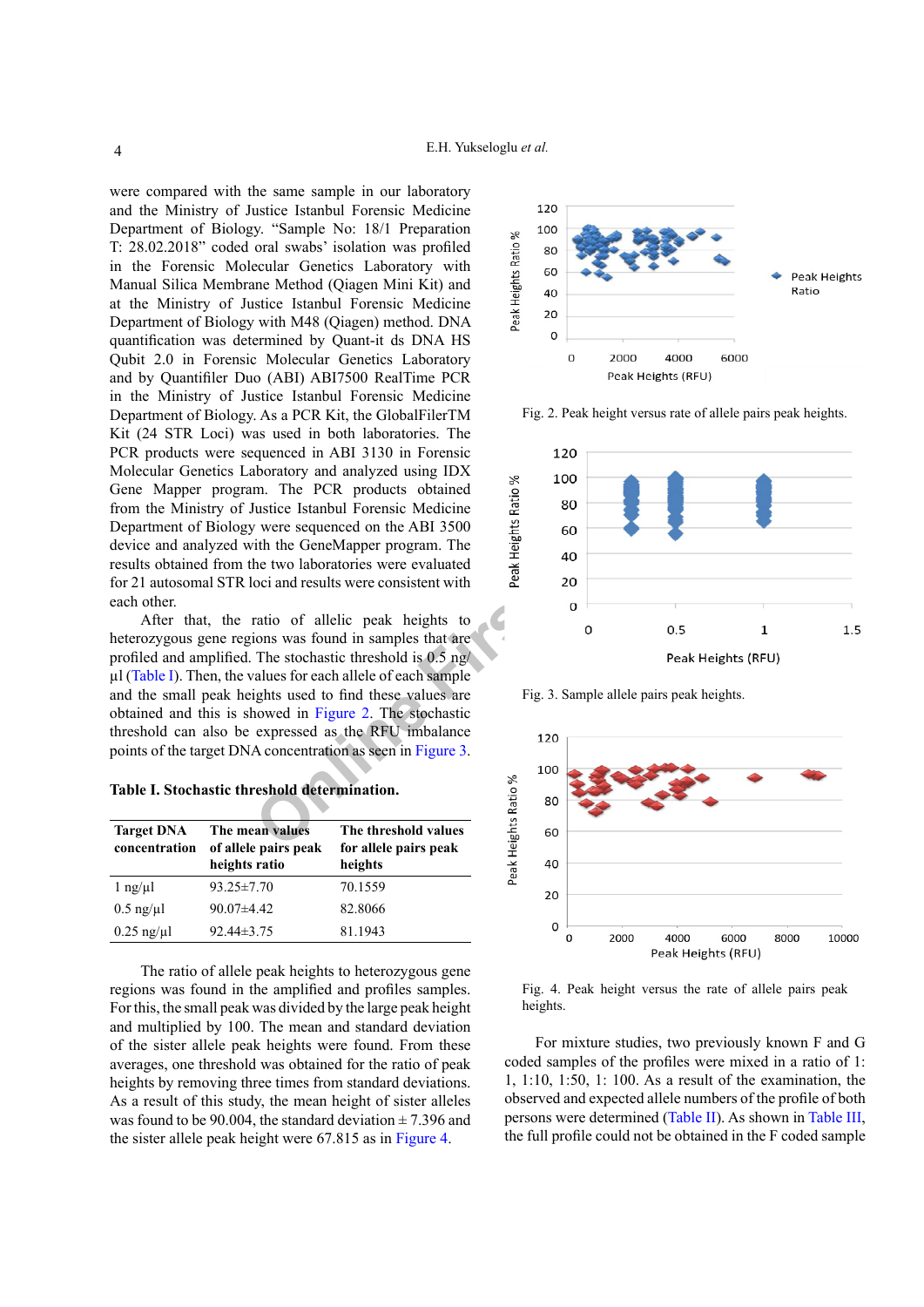were compared with the same sample in our laboratory and the Ministry of Justice Istanbul Forensic Medicine Department of Biology. "Sample No: 18/1 Preparation T: 28.02.2018" coded oral swabs' isolation was profiled in the Forensic Molecular Genetics Laboratory with Manual Silica Membrane Method (Qiagen Mini Kit) and at the Ministry of Justice Istanbul Forensic Medicine Department of Biology with M48 (Qiagen) method. DNA quantification was determined by Quant-it ds DNA HS Qubit 2.0 in Forensic Molecular Genetics Laboratory and by Quantifiler Duo (ABI) ABI7500 RealTime PCR in the Ministry of Justice Istanbul Forensic Medicine Department of Biology. As a PCR Kit, the GlobalFilerTM Kit (24 STR Loci) was used in both laboratories. The PCR products were sequenced in ABI 3130 in Forensic Molecular Genetics Laboratory and analyzed using IDX Gene Mapper program. The PCR products obtained from the Ministry of Justice Istanbul Forensic Medicine Department of Biology were sequenced on the ABI 3500 device and analyzed with the GeneMapper program. The results obtained from the two laboratories were evaluated for 21 autosomal STR loci and results were consistent with each other.

After that, the ratio of allelic peak heights to heterozygous gene regions was found in samples that are profiled and amplified. The stochastic threshold is 0.5 ng/µl (Table I). Then, the values for each allele of each sample and the small peak heights used to find these values are obtained and this is showed in Figure 2. The stochastic threshold can also be expressed as the RFU imbalance points of the target DNA concentration as seen in Figure 3.

**Table I. Stochastic threshold determination.**

| Target DNA concentration | The mean values of allele pairs peak heights ratio | The threshold values for allele pairs peak heights |
|---|---|---|
| 1 ng/µl | 93.25±7.70 | 70.1559 |
| 0.5 ng/µl | 90.07±4.42 | 82.8066 |
| 0.25 ng/µl | 92.44±3.75 | 81.1943 |

The ratio of allele peak heights to heterozygous gene regions was found in the amplified and profiles samples. For this, the small peak was divided by the large peak height and multiplied by 100. The mean and standard deviation of the sister allele peak heights were found. From these averages, one threshold was obtained for the ratio of peak heights by removing three times from standard deviations. As a result of this study, the mean height of sister alleles was found to be 90.004, the standard deviation ± 7.396 and the sister allele peak height were 67.815 as in Figure 4.

Fig. 2. Peak height versus rate of allele pairs peak heights.

Fig. 3. Sample allele pairs peak heights.

Fig. 4. Peak height versus the rate of allele pairs peak heights.

For mixture studies, two previously known F and G coded samples of the profiles were mixed in a ratio of 1: 1, 1:10, 1:50, 1: 100. As a result of the examination, the observed and expected allele numbers of the profile of both persons were determined (Table II). As shown in Table III, the full profile could not be obtained in the F coded sample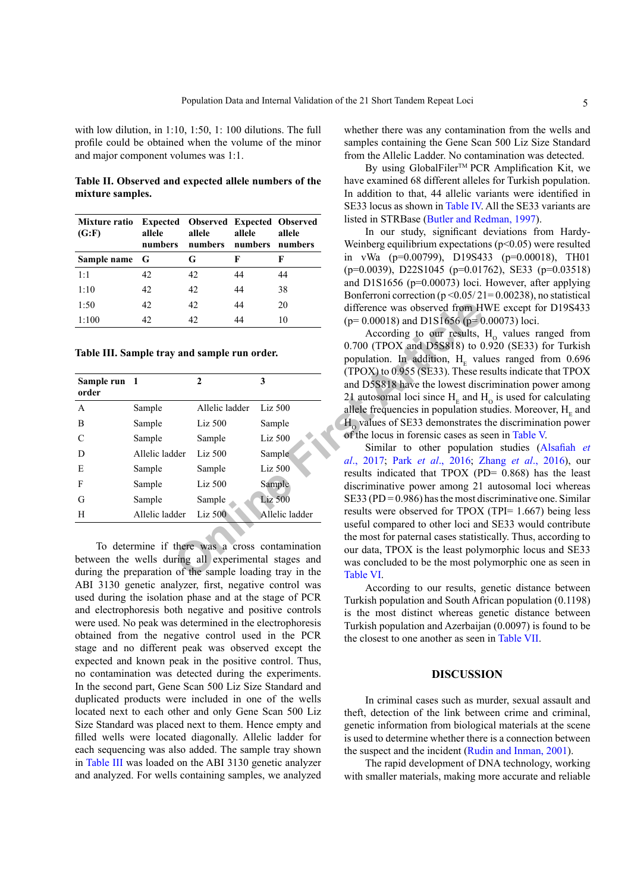with low dilution, in 1:10, 1:50, 1: 100 dilutions. The full profile could be obtained when the volume of the minor and major component volumes was 1:1.

**Table II. Observed and expected allele numbers of the mixture samples.**

| Mixture ratio (G:F) | Expected allele numbers | Observed allele numbers | Expected allele numbers | Observed allele numbers |
|---|---|---|---|---|
| **Sample name** | **G** | **G** | **F** | **F** |
| 1:1 | 42 | 42 | 44 | 44 |
| 1:10 | 42 | 42 | 44 | 38 |
| 1:50 | 42 | 42 | 44 | 20 |
| 1:100 | 42 | 42 | 44 | 10 |

**Table III. Sample tray and sample run order.**

| Sample run order | 1 | 2 | 3 |
|---|---|---|---|
| A | Sample | Allelic ladder | Liz 500 |
| B | Sample | Liz 500 | Sample |
| C | Sample | Sample | Liz 500 |
| D | Allelic ladder | Liz 500 | Sample |
| E | Sample | Sample | Liz 500 |
| F | Sample | Liz 500 | Sample |
| G | Sample | Sample | Liz 500 |
| H | Allelic ladder | Liz 500 | Allelic ladder |

To determine if there was a cross contamination between the wells during all experimental stages and during the preparation of the sample loading tray in the ABI 3130 genetic analyzer, first, negative control was used during the isolation phase and at the stage of PCR and electrophoresis both negative and positive controls were used. No peak was determined in the electrophoresis obtained from the negative control used in the PCR stage and no different peak was observed except the expected and known peak in the positive control. Thus, no contamination was detected during the experiments. In the second part, Gene Scan 500 Liz Size Standard and duplicated products were included in one of the wells located next to each other and only Gene Scan 500 Liz Size Standard was placed next to them. Hence empty and filled wells were located diagonally. Allelic ladder for each sequencing was also added. The sample tray shown in Table III was loaded on the ABI 3130 genetic analyzer and analyzed. For wells containing samples, we analyzed whether there was any contamination from the wells and samples containing the Gene Scan 500 Liz Size Standard from the Allelic Ladder. No contamination was detected.

By using GlobalFiler™ PCR Amplification Kit, we have examined 68 different alleles for Turkish population. In addition to that, 44 allelic variants were identified in SE33 locus as shown in Table IV. All the SE33 variants are listed in STRBase (Butler and Redman, 1997).

In our study, significant deviations from Hardy-Weinberg equilibrium expectations ($p<0.05$) were resulted in vWa ($p=0.00799$), D19S433 ($p=0.00018$), TH01 ($p=0.0039$), D22S1045 ($p=0.01762$), SE33 ($p=0.03518$) and D1S1656 ($p=0.00073$) loci. However, after applying Bonferroni correction ($p<0.05/21=0.00238$), no statistical difference was observed from HWE except for D19S433 ($p=0.00018$) and D1S1656 ($p=0.00073$) loci.

According to our results, $H_O$ values ranged from 0.700 (TPOX and D5S818) to 0.920 (SE33) for Turkish population. In addition, $H_E$ values ranged from 0.696 (TPOX) to 0.955 (SE33). These results indicate that TPOX and D5S818 have the lowest discrimination power among 21 autosomal loci since $H_E$ and $H_O$ is used for calculating allele frequencies in population studies. Moreover, $H_E$ and $H_O$ values of SE33 demonstrates the discrimination power of the locus in forensic cases as seen in Table V.

Similar to other population studies (Alsafiah *et al*., 2017; Park *et al*., 2016; Zhang *et al*., 2016), our results indicated that TPOX (PD= 0.868) has the least discriminative power among 21 autosomal loci whereas SE33 (PD = 0.986) has the most discriminative one. Similar results were observed for TPOX (TPI= 1.667) being less useful compared to other loci and SE33 would contribute the most for paternal cases statistically. Thus, according to our data, TPOX is the least polymorphic locus and SE33 was concluded to be the most polymorphic one as seen in Table VI.

According to our results, genetic distance between Turkish population and South African population (0.1198) is the most distinct whereas genetic distance between Turkish population and Azerbaijan (0.0097) is found to be the closest to one another as seen in Table VII.

## DISCUSSION

In criminal cases such as murder, sexual assault and theft, detection of the link between crime and criminal, genetic information from biological materials at the scene is used to determine whether there is a connection between the suspect and the incident (Rudin and Inman, 2001).

The rapid development of DNA technology, working with smaller materials, making more accurate and reliable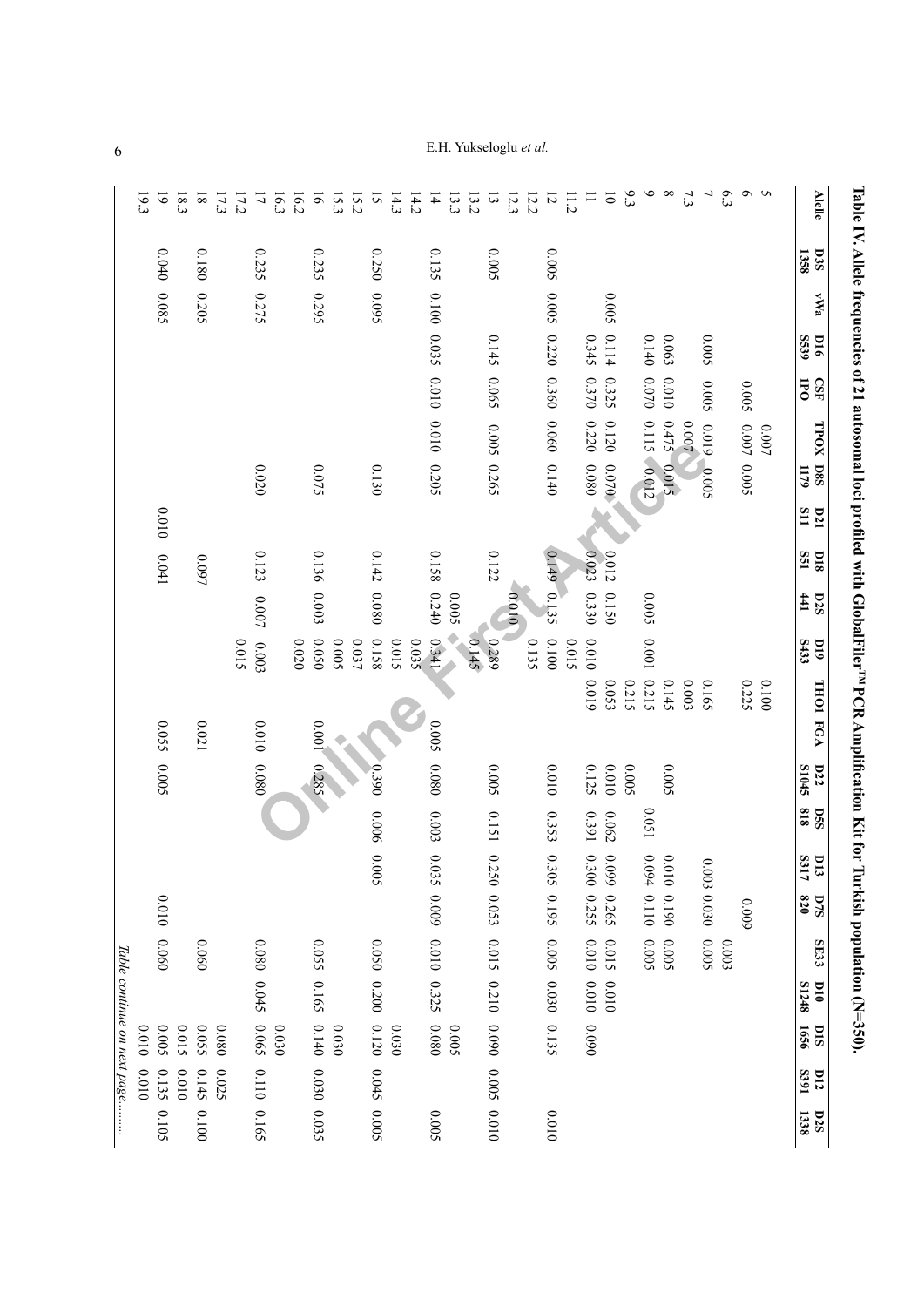**Table IV. Allele frequencies of 21 autosomal loci profiled with GlobalFiler™ PCR Amplification Kit for Turkish population (N=350).**

| Allele | D3S 1358 | vWa | D16 S539 | CSF 1PO | TPOX | D8S 1179 | D21 S11 | D18 S51 | D2S 441 | D19 S433 | TH01 | FGA | D22 S1045 | D5S 818 | D13 S317 | D7S 820 | SE33 | D10 S1248 | D1S 1656 | D12 S391 | D2S 1338 |
|---|---|---|---|---|---|---|---|---|---|---|---|---|---|---|---|---|---|---|---|---|---|
| 5 | | | | | 0.007 | | | | | | 0.100 | | | | | | | | | | |
| 6 | | | | 0.005 | 0.007 | 0.005 | | | | | 0.225 | | | | | 0.009 | | | | | |
| 6.3 | | | | | | | | | | | | | | | | | 0.003 | | | | |
| 7 | | | 0.005 | 0.005 | 0.019 | 0.005 | | | | | 0.165 | | | | 0.003 | 0.030 | 0.005 | | | | |
| 7.3 | | | | | 0.007 | | | | | | 0.003 | | | | | | | | | | |
| 8 | | | 0.063 | 0.010 | 0.475 | 0.015 | | | | | 0.145 | | 0.005 | | 0.010 | 0.190 | 0.005 | | | | |
| 9 | | | 0.140 | 0.070 | 0.115 | 0.012 | | | 0.005 | 0.001 | 0.215 | | | 0.051 | 0.094 | 0.110 | 0.005 | | | | |
| 9.3 | | | | | | | | | | | 0.215 | | 0.005 | | | | | | | | |
| 10 | | 0.005 | 0.114 | 0.325 | 0.120 | 0.070 | | 0.012 | 0.150 | | 0.053 | | 0.010 | 0.062 | 0.099 | 0.265 | 0.015 | 0.010 | | | |
| 11 | | | 0.345 | 0.370 | 0.220 | 0.080 | | 0.023 | 0.330 | 0.010 | 0.019 | | 0.125 | 0.391 | 0.300 | 0.255 | 0.010 | 0.010 | 0.090 | | |
| 11.2 | | | | | | | | | | 0.015 | | | | | | | | | | | |
| 12 | 0.005 | 0.005 | 0.220 | 0.360 | 0.060 | 0.140 | | 0.149 | 0.135 | 0.100 | | | 0.010 | 0.353 | 0.305 | 0.195 | 0.005 | 0.030 | 0.135 | | 0.010 |
| 12.2 | | | | | | | | | | 0.135 | | | | | | | | | | | |
| 12.3 | | | | | | | | | 0.010 | | | | | | | | | | | | |
| 13 | 0.005 | | 0.145 | 0.065 | 0.005 | 0.265 | | 0.122 | | 0.289 | | | 0.005 | 0.151 | 0.250 | 0.053 | 0.015 | 0.210 | 0.090 | 0.005 | 0.010 |
| 13.2 | | | | | | | | | | 0.145 | | | | | | | | | | | |
| 13.3 | | | | | | | | | 0.005 | | | | | | | | | | 0.005 | | |
| 14 | 0.135 | 0.100 | 0.035 | 0.010 | 0.010 | 0.205 | | 0.158 | 0.240 | 0.341 | | 0.005 | 0.080 | 0.003 | 0.035 | 0.009 | 0.010 | 0.325 | 0.080 | | 0.005 |
| 14.2 | | | | | | | | | | 0.035 | | | | | | | | | | | |
| 14.3 | | | | | | | | | | 0.015 | | | | | | | | | 0.030 | | |
| 15 | 0.250 | 0.095 | | | | 0.130 | | 0.142 | 0.080 | 0.158 | | | 0.390 | 0.006 | 0.005 | | 0.050 | 0.200 | 0.120 | 0.045 | 0.005 |
| 15.2 | | | | | | | | | | 0.037 | | | | | | | | | | | |
| 15.3 | | | | | | | | | | 0.005 | | | | | | | | | 0.030 | | |
| 16 | 0.235 | 0.295 | | | | 0.075 | | 0.136 | 0.003 | 0.050 | | 0.001 | 0.285 | | | | 0.055 | 0.165 | 0.140 | 0.030 | 0.035 |
| 16.2 | | | | | | | | | | 0.020 | | | | | | | | | | | |
| 16.3 | | | | | | | | | | | | | | | | | | | 0.030 | | |
| 17 | 0.235 | 0.275 | | | | 0.020 | | 0.123 | 0.007 | 0.003 | | 0.010 | 0.080 | | | | 0.080 | 0.045 | 0.065 | 0.110 | 0.165 |
| 17.2 | | | | | | | | | | 0.015 | | | | | | | | | | | |
| 17.3 | | | | | | | | | | | | | | | | | | | 0.080 | 0.025 | |
| 18 | 0.180 | 0.205 | | | | | | 0.097 | | | | 0.021 | | | | | 0.060 | | 0.055 | 0.145 | 0.100 |
| 18.3 | | | | | | | | | | | | | | | | | | | 0.015 | 0.010 | |
| 19 | 0.040 | 0.085 | | | | | 0.010 | 0.041 | | | | 0.055 | 0.005 | | | 0.010 | 0.060 | | 0.005 | 0.135 | 0.105 |
| 19.3 | | | | | | | | | | | | | | | | | | | 0.010 | 0.010 | |

*Table continue on next page.........*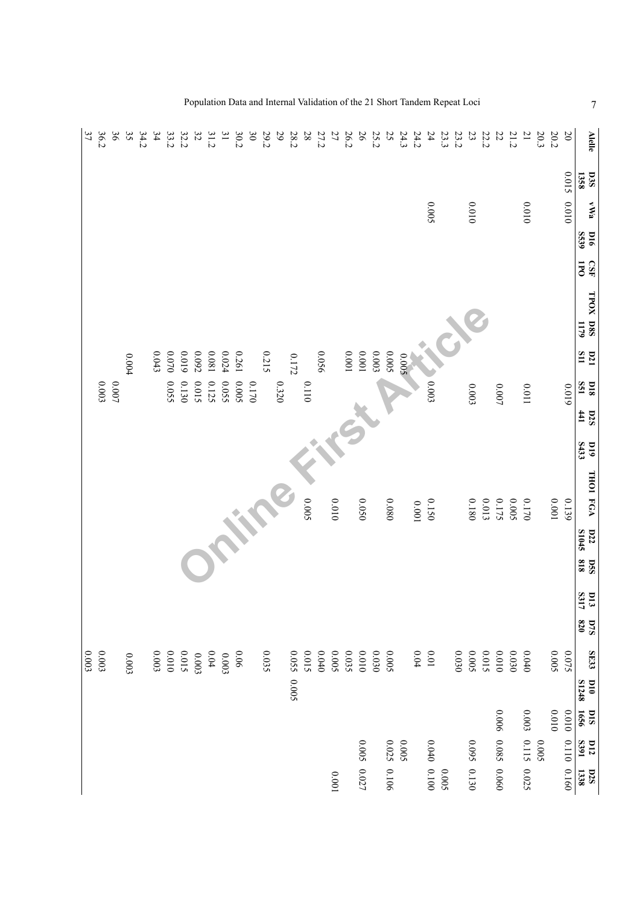| Allele | D3S 1358 | vWa | D16 S539 | CSF 1PO | TPOX | D8S 1179 | D21 S11 | D18 S51 | D2S 441 | D19 S433 | THOI | FGA | D22 S1045 | D5S 818 | D13 S317 | D7S 820 | SE33 | D10 S1248 | D1S 1656 | D12 S391 | D2S 1338 |
|---|---|---|---|---|---|---|---|---|---|---|---|---|---|---|---|---|---|---|---|---|---|
| 20 | 0.015 | 0.010 | | | | | | 0.019 | | | | 0.139 | | | | | 0.075 | | 0.010 | 0.110 | 0.160 |
| 20.2 | | | | | | | | | | | | 0.001 | | | | | 0.005 | | 0.010 | | |
| 20.3 | | | | | | | | | | | | | | | | | | | | 0.005 | |
| 21 | | 0.010 | | | | | | 0.011 | | | | 0.170 | | | | | 0.040 | | 0.003 | 0.115 | 0.025 |
| 21.2 | | | | | | | | | | | | 0.005 | | | | | 0.030 | | | | |
| 22 | | | | | | | | 0.007 | | | | 0.175 | | | | | 0.010 | | 0.006 | 0.085 | 0.060 |
| 22.2 | | | | | | | | | | | | 0.013 | | | | | 0.015 | | | | |
| 23 | | 0.010 | | | | | | 0.003 | | | | 0.180 | | | | | 0.005 | | | 0.095 | 0.130 |
| 23.2 | | | | | | | | | | | | | | | | | 0.030 | | | | |
| 23.3 | | | | | | | | | | | | | | | | | | | | | 0.005 |
| 24 | | 0.005 | | | | | | 0.003 | | | | 0.150 | | | | | 0.01 | | | 0.040 | 0.100 |
| 24.2 | | | | | | | | | | | | 0.001 | | | | | 0.04 | | | | |
| 24.3 | | | | | | | 0.005 | | | | | | | | | | | | | 0.005 | |
| 25 | | | | | | | 0.005 | | | | | 0.080 | | | | | 0.005 | | | 0.025 | 0.106 |
| 25.2 | | | | | | | 0.003 | | | | | | | | | | 0.030 | | | | |
| 26 | | | | | | | 0.001 | | | | | 0.050 | | | | | 0.010 | | | 0.005 | 0.027 |
| 26.2 | | | | | | | 0.001 | | | | | | | | | | 0.035 | | | | |
| 27 | | | | | | | | | | | | 0.010 | | | | | 0.005 | | | | 0.001 |
| 27.2 | | | | | | | 0.056 | | | | | | | | | | 0.040 | | | | |
| 28 | | | | | | | | 0.110 | | | | | | | | | 0.015 | | | | |
| 28.2 | | | | | | | 0.172 | | | | | 0.005 | | | | | 0.055 | 0.005 | | | |
| 29 | | | | | | | | 0.320 | | | | | | | | | | | | | |
| 29.2 | | | | | | | 0.215 | | | | | | | | | | 0.035 | | | | |
| 30 | | | | | | | | 0.170 | | | | | | | | | | | | | |
| 30.2 | | | | | | | 0.261 | 0.005 | | | | | | | | | 0.06 | | | | |
| 31 | | | | | | | 0.024 | 0.055 | | | | | | | | | 0.003 | | | | |
| 31.2 | | | | | | | 0.081 | 0.125 | | | | | | | | | 0.04 | | | | |
| 32 | | | | | | | 0.092 | 0.015 | | | | | | | | | 0.003 | | | | |
| 32.2 | | | | | | | 0.019 | 0.130 | | | | | | | | | 0.015 | | | | |
| 33.2 | | | | | | | 0.070 | 0.055 | | | | | | | | | 0.010 | | | | |
| 34 | | | | | | | 0.043 | | | | | | | | | | 0.003 | | | | |
| 34.2 | | | | | | | | | | | | | | | | | | | | | |
| 35 | | | | | | | 0.004 | | | | | | | | | | 0.003 | | | | |
| 36 | | | | | | | | 0.007 | | | | | | | | | | | | | |
| 36.2 | | | | | | | | 0.003 | | | | | | | | | 0.003 | | | | |
| 37 | | | | | | | | | | | | | | | | | 0.003 | | | | |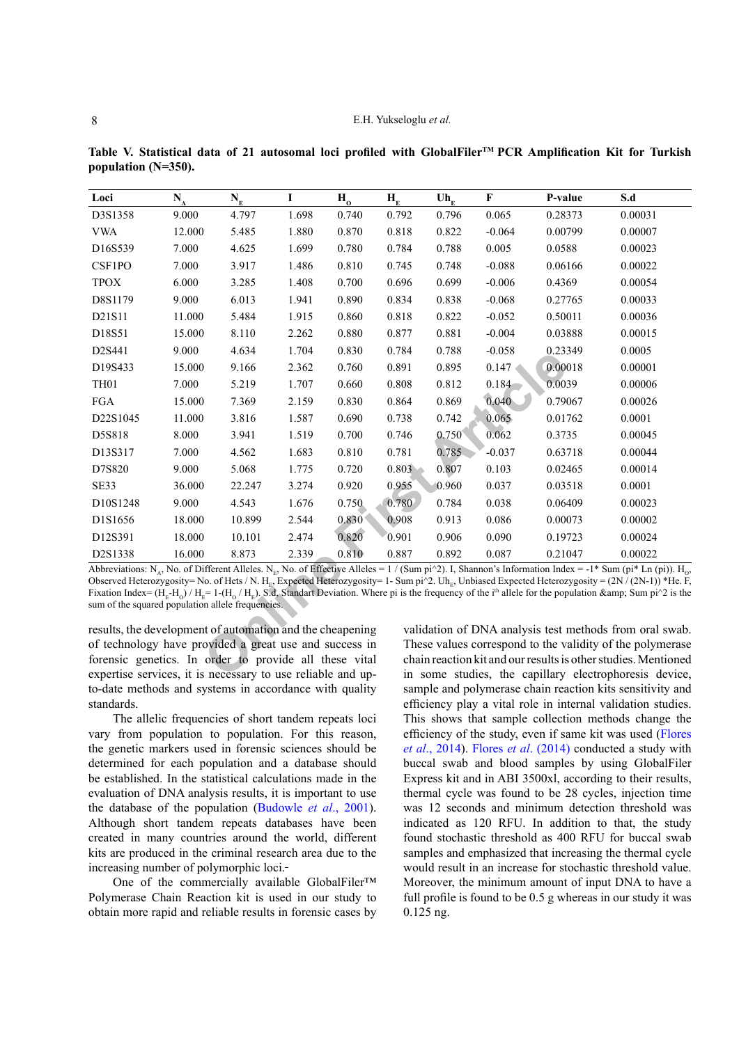**Table V. Statistical data of 21 autosomal loci profiled with GlobalFiler™ PCR Amplification Kit for Turkish population (N=350).**

| Loci | $N_A$ | $N_E$ | I | $H_O$ | $H_E$ | $Uh_E$ | F | P-value | S.d |
|---|---|---|---|---|---|---|---|---|---|
| D3S1358 | 9.000 | 4.797 | 1.698 | 0.740 | 0.792 | 0.796 | 0.065 | 0.28373 | 0.00031 |
| VWA | 12.000 | 5.485 | 1.880 | 0.870 | 0.818 | 0.822 | -0.064 | 0.00799 | 0.00007 |
| D16S539 | 7.000 | 4.625 | 1.699 | 0.780 | 0.784 | 0.788 | 0.005 | 0.0588 | 0.00023 |
| CSF1PO | 7.000 | 3.917 | 1.486 | 0.810 | 0.745 | 0.748 | -0.088 | 0.06166 | 0.00022 |
| TPOX | 6.000 | 3.285 | 1.408 | 0.700 | 0.696 | 0.699 | -0.006 | 0.4369 | 0.00054 |
| D8S1179 | 9.000 | 6.013 | 1.941 | 0.890 | 0.834 | 0.838 | -0.068 | 0.27765 | 0.00033 |
| D21S11 | 11.000 | 5.484 | 1.915 | 0.860 | 0.818 | 0.822 | -0.052 | 0.50011 | 0.00036 |
| D18S51 | 15.000 | 8.110 | 2.262 | 0.880 | 0.877 | 0.881 | -0.004 | 0.03888 | 0.00015 |
| D2S441 | 9.000 | 4.634 | 1.704 | 0.830 | 0.784 | 0.788 | -0.058 | 0.23349 | 0.0005 |
| D19S433 | 15.000 | 9.166 | 2.362 | 0.760 | 0.891 | 0.895 | 0.147 | 0.00018 | 0.00001 |
| TH01 | 7.000 | 5.219 | 1.707 | 0.660 | 0.808 | 0.812 | 0.184 | 0.0039 | 0.00006 |
| FGA | 15.000 | 7.369 | 2.159 | 0.830 | 0.864 | 0.869 | 0.040 | 0.79067 | 0.00026 |
| D22S1045 | 11.000 | 3.816 | 1.587 | 0.690 | 0.738 | 0.742 | 0.065 | 0.01762 | 0.0001 |
| D5S818 | 8.000 | 3.941 | 1.519 | 0.700 | 0.746 | 0.750 | 0.062 | 0.3735 | 0.00045 |
| D13S317 | 7.000 | 4.562 | 1.683 | 0.810 | 0.781 | 0.785 | -0.037 | 0.63718 | 0.00044 |
| D7S820 | 9.000 | 5.068 | 1.775 | 0.720 | 0.803 | 0.807 | 0.103 | 0.02465 | 0.00014 |
| SE33 | 36.000 | 22.247 | 3.274 | 0.920 | 0.955 | 0.960 | 0.037 | 0.03518 | 0.0001 |
| D10S1248 | 9.000 | 4.543 | 1.676 | 0.750 | 0.780 | 0.784 | 0.038 | 0.06409 | 0.00023 |
| D1S1656 | 18.000 | 10.899 | 2.544 | 0.830 | 0.908 | 0.913 | 0.086 | 0.00073 | 0.00002 |
| D12S391 | 18.000 | 10.101 | 2.474 | 0.820 | 0.901 | 0.906 | 0.090 | 0.19723 | 0.00024 |
| D2S1338 | 16.000 | 8.873 | 2.339 | 0.810 | 0.887 | 0.892 | 0.087 | 0.21047 | 0.00022 |

Abbreviations: $N_A$, No. of Different Alleles. $N_E$, No. of Effective Alleles = 1 / (Sum pi^2). I, Shannon's Information Index = -1* Sum (pi* Ln (pi)). $H_O$, Observed Heterozygosity= No. of Hets / N. $H_E$, Expected Heterozygosity= 1- Sum pi^2. $Uh_E$, Unbiased Expected Heterozygosity = (2N / (2N-1)) *He. F, Fixation Index= $(H_E-H_O) / H_E$= 1-$(H_O / H_E)$. S.d, Standart Deviation. Where pi is the frequency of the i[th] allele for the population &amp; Sum pi^2 is the sum of the squared population allele frequencies.

results, the development of automation and the cheapening of technology have provided a great use and success in forensic genetics. In order to provide all these vital expertise services, it is necessary to use reliable and up-to-date methods and systems in accordance with quality standards.

The allelic frequencies of short tandem repeats loci vary from population to population. For this reason, the genetic markers used in forensic sciences should be determined for each population and a database should be established. In the statistical calculations made in the evaluation of DNA analysis results, it is important to use the database of the population (Budowle *et al*., 2001). Although short tandem repeats databases have been created in many countries around the world, different kits are produced in the criminal research area due to the increasing number of polymorphic loci.

One of the commercially available GlobalFiler™ Polymerase Chain Reaction kit is used in our study to obtain more rapid and reliable results in forensic cases by validation of DNA analysis test methods from oral swab. These values correspond to the validity of the polymerase chain reaction kit and our results is other studies. Mentioned in some studies, the capillary electrophoresis device, sample and polymerase chain reaction kits sensitivity and efficiency play a vital role in internal validation studies. This shows that sample collection methods change the efficiency of the study, even if same kit was used (Flores *et al*., 2014). Flores *et al*. (2014) conducted a study with buccal swab and blood samples by using GlobalFiler Express kit and in ABI 3500xl, according to their results, thermal cycle was found to be 28 cycles, injection time was 12 seconds and minimum detection threshold was indicated as 120 RFU. In addition to that, the study found stochastic threshold as 400 RFU for buccal swab samples and emphasized that increasing the thermal cycle would result in an increase for stochastic threshold value. Moreover, the minimum amount of input DNA to have a full profile is found to be 0.5 g whereas in our study it was 0.125 ng.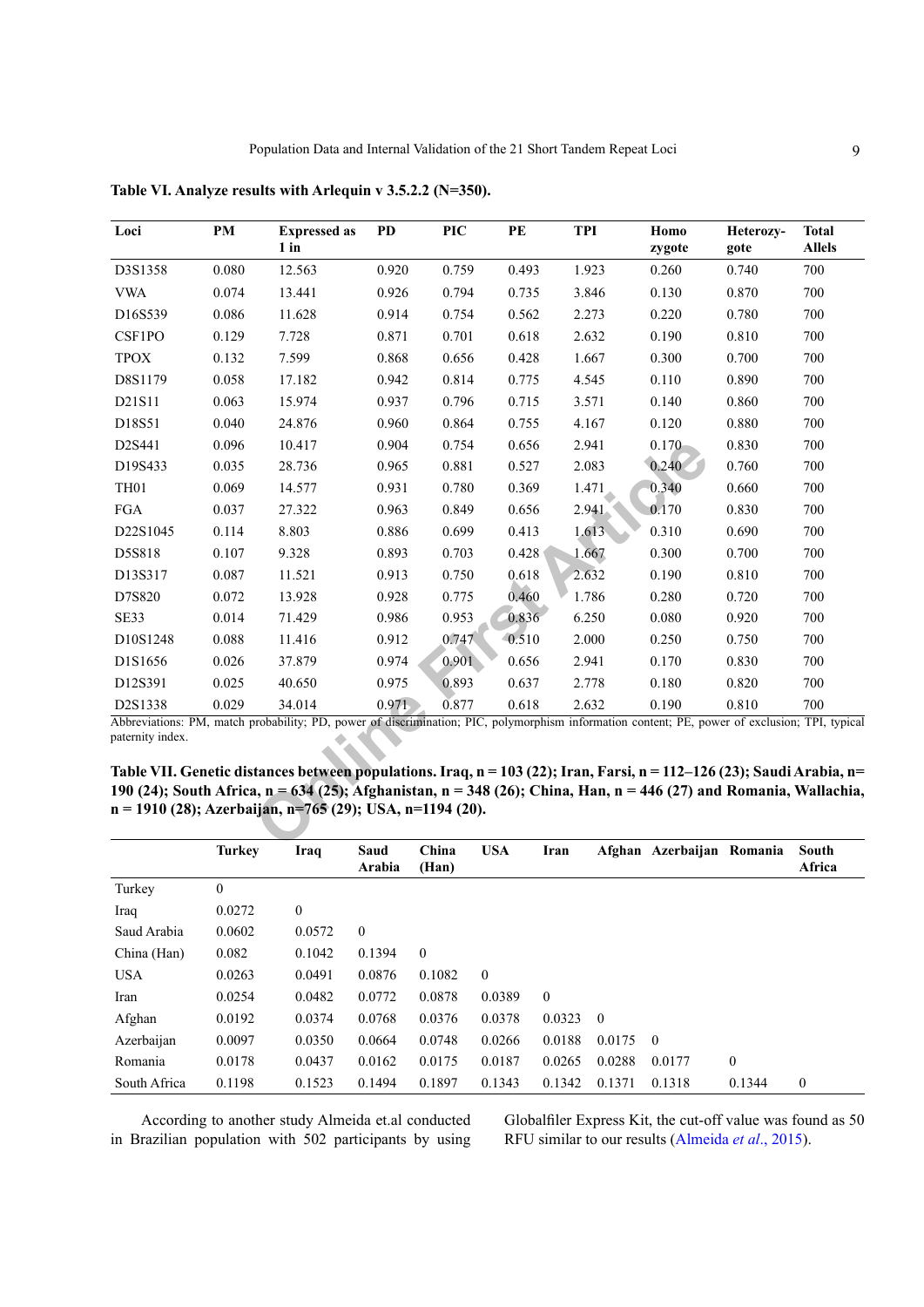**Table VI. Analyze results with Arlequin v 3.5.2.2 (N=350).**

| Loci | PM | Expressed as 1 in | PD | PIC | PE | TPI | Homo zygote | Heterozy-gote | Total Allels |
|---|---|---|---|---|---|---|---|---|---|
| D3S1358 | 0.080 | 12.563 | 0.920 | 0.759 | 0.493 | 1.923 | 0.260 | 0.740 | 700 |
| VWA | 0.074 | 13.441 | 0.926 | 0.794 | 0.735 | 3.846 | 0.130 | 0.870 | 700 |
| D16S539 | 0.086 | 11.628 | 0.914 | 0.754 | 0.562 | 2.273 | 0.220 | 0.780 | 700 |
| CSF1PO | 0.129 | 7.728 | 0.871 | 0.701 | 0.618 | 2.632 | 0.190 | 0.810 | 700 |
| TPOX | 0.132 | 7.599 | 0.868 | 0.656 | 0.428 | 1.667 | 0.300 | 0.700 | 700 |
| D8S1179 | 0.058 | 17.182 | 0.942 | 0.814 | 0.775 | 4.545 | 0.110 | 0.890 | 700 |
| D21S11 | 0.063 | 15.974 | 0.937 | 0.796 | 0.715 | 3.571 | 0.140 | 0.860 | 700 |
| D18S51 | 0.040 | 24.876 | 0.960 | 0.864 | 0.755 | 4.167 | 0.120 | 0.880 | 700 |
| D2S441 | 0.096 | 10.417 | 0.904 | 0.754 | 0.656 | 2.941 | 0.170 | 0.830 | 700 |
| D19S433 | 0.035 | 28.736 | 0.965 | 0.881 | 0.527 | 2.083 | 0.240 | 0.760 | 700 |
| TH01 | 0.069 | 14.577 | 0.931 | 0.780 | 0.369 | 1.471 | 0.340 | 0.660 | 700 |
| FGA | 0.037 | 27.322 | 0.963 | 0.849 | 0.656 | 2.941 | 0.170 | 0.830 | 700 |
| D22S1045 | 0.114 | 8.803 | 0.886 | 0.699 | 0.413 | 1.613 | 0.310 | 0.690 | 700 |
| D5S818 | 0.107 | 9.328 | 0.893 | 0.703 | 0.428 | 1.667 | 0.300 | 0.700 | 700 |
| D13S317 | 0.087 | 11.521 | 0.913 | 0.750 | 0.618 | 2.632 | 0.190 | 0.810 | 700 |
| D7S820 | 0.072 | 13.928 | 0.928 | 0.775 | 0.460 | 1.786 | 0.280 | 0.720 | 700 |
| SE33 | 0.014 | 71.429 | 0.986 | 0.953 | 0.836 | 6.250 | 0.080 | 0.920 | 700 |
| D10S1248 | 0.088 | 11.416 | 0.912 | 0.747 | 0.510 | 2.000 | 0.250 | 0.750 | 700 |
| D1S1656 | 0.026 | 37.879 | 0.974 | 0.901 | 0.656 | 2.941 | 0.170 | 0.830 | 700 |
| D12S391 | 0.025 | 40.650 | 0.975 | 0.893 | 0.637 | 2.778 | 0.180 | 0.820 | 700 |
| D2S1338 | 0.029 | 34.014 | 0.971 | 0.877 | 0.618 | 2.632 | 0.190 | 0.810 | 700 |

Abbreviations: PM, match probability; PD, power of discrimination; PIC, polymorphism information content; PE, power of exclusion; TPI, typical paternity index.

**Table VII. Genetic distances between populations. Iraq, n = 103 (22); Iran, Farsi, n = 112–126 (23); Saudi Arabia, n= 190 (24); South Africa, n = 634 (25); Afghanistan, n = 348 (26); China, Han, n = 446 (27) and Romania, Wallachia, n = 1910 (28); Azerbaijan, n=765 (29); USA, n=1194 (20).**

| | Turkey | Iraq | Saud Arabia | China (Han) | USA | Iran | Afghan | Azerbaijan | Romania | South Africa |
|---|---|---|---|---|---|---|---|---|---|---|
| Turkey | 0 | | | | | | | | | |
| Iraq | 0.0272 | 0 | | | | | | | | |
| Saud Arabia | 0.0602 | 0.0572 | 0 | | | | | | | |
| China (Han) | 0.082 | 0.1042 | 0.1394 | 0 | | | | | | |
| USA | 0.0263 | 0.0491 | 0.0876 | 0.1082 | 0 | | | | | |
| Iran | 0.0254 | 0.0482 | 0.0772 | 0.0878 | 0.0389 | 0 | | | | |
| Afghan | 0.0192 | 0.0374 | 0.0768 | 0.0376 | 0.0378 | 0.0323 | 0 | | | |
| Azerbaijan | 0.0097 | 0.0350 | 0.0664 | 0.0748 | 0.0266 | 0.0188 | 0.0175 | 0 | | |
| Romania | 0.0178 | 0.0437 | 0.0162 | 0.0175 | 0.0187 | 0.0265 | 0.0288 | 0.0177 | 0 | |
| South Africa | 0.1198 | 0.1523 | 0.1494 | 0.1897 | 0.1343 | 0.1342 | 0.1371 | 0.1318 | 0.1344 | 0 |

According to another study Almeida et.al conducted in Brazilian population with 502 participants by using Globalfiler Express Kit, the cut-off value was found as 50 RFU similar to our results (Almeida *et al*., 2015).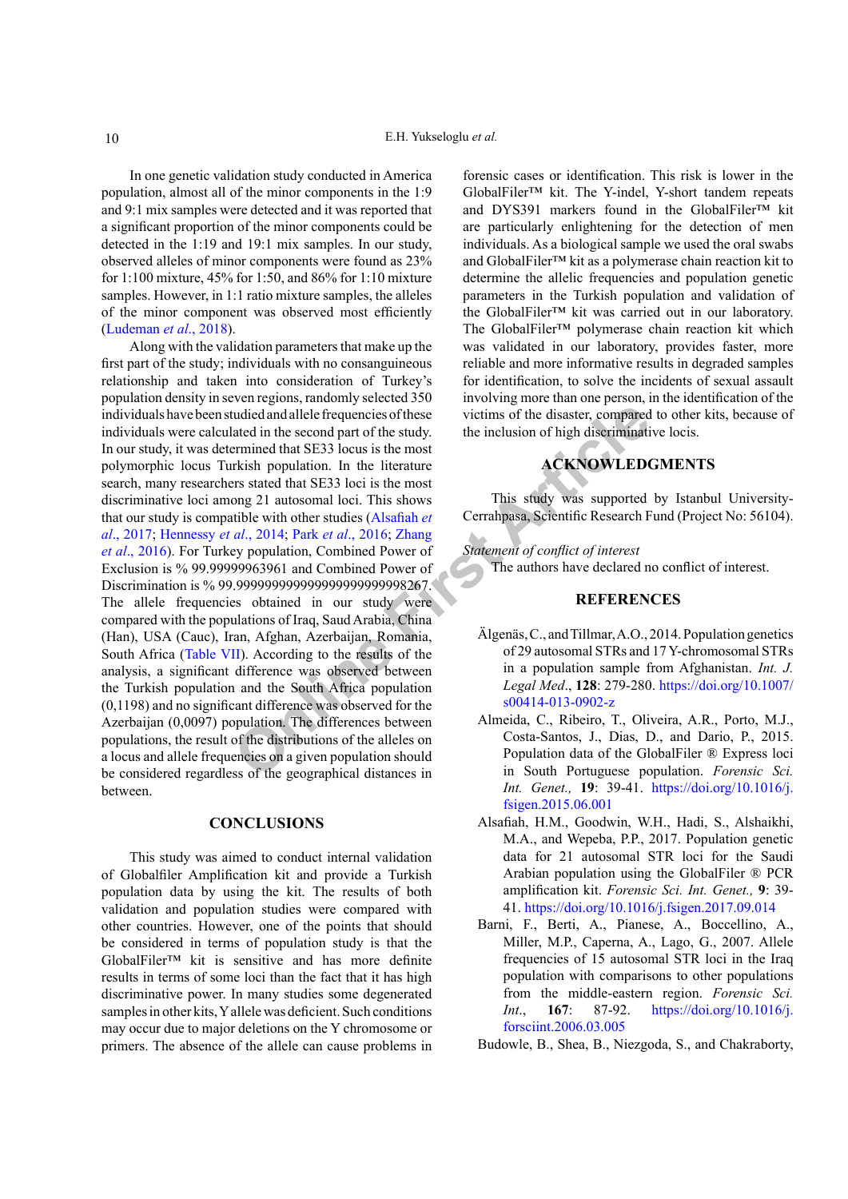In one genetic validation study conducted in America population, almost all of the minor components in the 1:9 and 9:1 mix samples were detected and it was reported that a significant proportion of the minor components could be detected in the 1:19 and 19:1 mix samples. In our study, observed alleles of minor components were found as 23% for 1:100 mixture, 45% for 1:50, and 86% for 1:10 mixture samples. However, in 1:1 ratio mixture samples, the alleles of the minor component was observed most efficiently (Ludeman *et al*., 2018).

Along with the validation parameters that make up the first part of the study; individuals with no consanguineous relationship and taken into consideration of Turkey's population density in seven regions, randomly selected 350 individuals have been studied and allele frequencies of these individuals were calculated in the second part of the study. In our study, it was determined that SE33 locus is the most polymorphic locus Turkish population. In the literature search, many researchers stated that SE33 loci is the most discriminative loci among 21 autosomal loci. This shows that our study is compatible with other studies (Alsafiah *et al*., 2017; Hennessy *et al*., 2014; Park *et al*., 2016; Zhang *et al*., 2016). For Turkey population, Combined Power of Exclusion is % 99.99999963961 and Combined Power of Discrimination is % 99.999999999999999999999998267. The allele frequencies obtained in our study were compared with the populations of Iraq, Saud Arabia, China (Han), USA (Cauc), Iran, Afghan, Azerbaijan, Romania, South Africa (Table VII). According to the results of the analysis, a significant difference was observed between the Turkish population and the South Africa population (0,1198) and no significant difference was observed for the Azerbaijan (0,0097) population. The differences between populations, the result of the distributions of the alleles on a locus and allele frequencies on a given population should be considered regardless of the geographical distances in between.

## CONCLUSIONS

This study was aimed to conduct internal validation of Globalfiler Amplification kit and provide a Turkish population data by using the kit. The results of both validation and population studies were compared with other countries. However, one of the points that should be considered in terms of population study is that the GlobalFiler™ kit is sensitive and has more definite results in terms of some loci than the fact that it has high discriminative power. In many studies some degenerated samples in other kits, Y allele was deficient. Such conditions may occur due to major deletions on the Y chromosome or primers. The absence of the allele can cause problems in forensic cases or identification. This risk is lower in the GlobalFiler™ kit. The Y-indel, Y-short tandem repeats and DYS391 markers found in the GlobalFiler™ kit are particularly enlightening for the detection of men individuals. As a biological sample we used the oral swabs and GlobalFiler™ kit as a polymerase chain reaction kit to determine the allelic frequencies and population genetic parameters in the Turkish population and validation of the GlobalFiler™ kit was carried out in our laboratory. The GlobalFiler™ polymerase chain reaction kit which was validated in our laboratory, provides faster, more reliable and more informative results in degraded samples for identification, to solve the incidents of sexual assault involving more than one person, in the identification of the victims of the disaster, compared to other kits, because of the inclusion of high discriminative locis.

## ACKNOWLEDGMENTS

This study was supported by Istanbul University-Cerrahpasa, Scientific Research Fund (Project No: 56104).

*Statement of conflict of interest*

The authors have declared no conflict of interest.

## REFERENCES

Älgenäs, C., and Tillmar, A.O., 2014. Population genetics of 29 autosomal STRs and 17 Y-chromosomal STRs in a population sample from Afghanistan. *Int. J. Legal Med*., **128**: 279-280. https://doi.org/10.1007/s00414-013-0902-z

Almeida, C., Ribeiro, T., Oliveira, A.R., Porto, M.J., Costa-Santos, J., Dias, D., and Dario, P., 2015. Population data of the GlobalFiler ® Express loci in South Portuguese population. *Forensic Sci. Int. Genet.,* **19**: 39-41. https://doi.org/10.1016/j.fsigen.2015.06.001

Alsafiah, H.M., Goodwin, W.H., Hadi, S., Alshaikhi, M.A., and Wepeba, P.P., 2017. Population genetic data for 21 autosomal STR loci for the Saudi Arabian population using the GlobalFiler ® PCR amplification kit. *Forensic Sci. Int. Genet.,* **9**: 39-41. https://doi.org/10.1016/j.fsigen.2017.09.014

Barni, F., Berti, A., Pianese, A., Boccellino, A., Miller, M.P., Caperna, A., Lago, G., 2007. Allele frequencies of 15 autosomal STR loci in the Iraq population with comparisons to other populations from the middle-eastern region. *Forensic Sci. Int*., **167**: 87-92. https://doi.org/10.1016/j.forsciint.2006.03.005

Budowle, B., Shea, B., Niezgoda, S., and Chakraborty,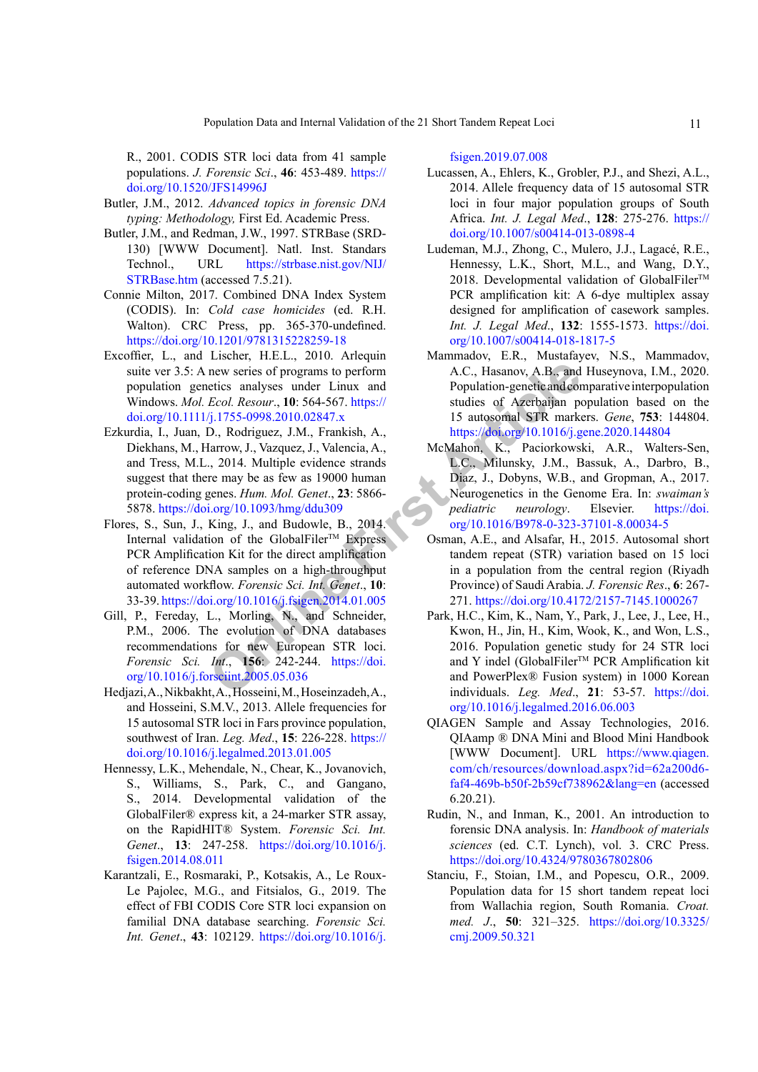R., 2001. CODIS STR loci data from 41 sample populations. *J. Forensic Sci*., **46**: 453-489. https://doi.org/10.1520/JFS14996J

Butler, J.M., 2012. *Advanced topics in forensic DNA typing: Methodology,* First Ed. Academic Press.

Butler, J.M., and Redman, J.W., 1997. STRBase (SRD-130) [WWW Document]. Natl. Inst. Standars Technol., URL https://strbase.nist.gov/NIJ/STRBase.htm (accessed 7.5.21).

Connie Milton, 2017. Combined DNA Index System (CODIS). In: *Cold case homicides* (ed. R.H. Walton). CRC Press, pp. 365-370-undefined. https://doi.org/10.1201/9781315228259-18

Excoffier, L., and Lischer, H.E.L., 2010. Arlequin suite ver 3.5: A new series of programs to perform population genetics analyses under Linux and Windows. *Mol. Ecol. Resour*., **10**: 564-567. https://doi.org/10.1111/j.1755-0998.2010.02847.x

Ezkurdia, I., Juan, D., Rodriguez, J.M., Frankish, A., Diekhans, M., Harrow, J., Vazquez, J., Valencia, A., and Tress, M.L., 2014. Multiple evidence strands suggest that there may be as few as 19000 human protein-coding genes. *Hum. Mol. Genet*., **23**: 5866-5878. https://doi.org/10.1093/hmg/ddu309

Flores, S., Sun, J., King, J., and Budowle, B., 2014. Internal validation of the GlobalFiler™ Express PCR Amplification Kit for the direct amplification of reference DNA samples on a high-throughput automated workflow. *Forensic Sci. Int. Genet*., **10**: 33-39. https://doi.org/10.1016/j.fsigen.2014.01.005

Gill, P., Fereday, L., Morling, N., and Schneider, P.M., 2006. The evolution of DNA databases recommendations for new European STR loci. *Forensic Sci. Int*., **156**: 242-244. https://doi.org/10.1016/j.forsciint.2005.05.036

Hedjazi, A., Nikbakht, A., Hosseini, M., Hoseinzadeh, A., and Hosseini, S.M.V., 2013. Allele frequencies for 15 autosomal STR loci in Fars province population, southwest of Iran. *Leg. Med*., **15**: 226-228. https://doi.org/10.1016/j.legalmed.2013.01.005

Hennessy, L.K., Mehendale, N., Chear, K., Jovanovich, S., Williams, S., Park, C., and Gangano, S., 2014. Developmental validation of the GlobalFiler® express kit, a 24-marker STR assay, on the RapidHIT® System. *Forensic Sci. Int. Genet*., **13**: 247-258. https://doi.org/10.1016/j.fsigen.2014.08.011

Karantzali, E., Rosmaraki, P., Kotsakis, A., Le Roux-Le Pajolec, M.G., and Fitsialos, G., 2019. The effect of FBI CODIS Core STR loci expansion on familial DNA database searching. *Forensic Sci. Int. Genet*., **43**: 102129. https://doi.org/10.1016/j.fsigen.2019.07.008

Lucassen, A., Ehlers, K., Grobler, P.J., and Shezi, A.L., 2014. Allele frequency data of 15 autosomal STR loci in four major population groups of South Africa. *Int. J. Legal Med*., **128**: 275-276. https://doi.org/10.1007/s00414-013-0898-4

Ludeman, M.J., Zhong, C., Mulero, J.J., Lagacé, R.E., Hennessy, L.K., Short, M.L., and Wang, D.Y., 2018. Developmental validation of GlobalFiler™ PCR amplification kit: A 6-dye multiplex assay designed for amplification of casework samples. *Int. J. Legal Med*., **132**: 1555-1573. https://doi.org/10.1007/s00414-018-1817-5

Mammadov, E.R., Mustafayev, N.S., Mammadov, A.C., Hasanov, A.B., and Huseynova, I.M., 2020. Population-genetic and comparative interpopulation studies of Azerbaijan population based on the 15 autosomal STR markers. *Gene*, **753**: 144804. https://doi.org/10.1016/j.gene.2020.144804

McMahon, K., Paciorkowski, A.R., Walters-Sen, L.C., Milunsky, J.M., Bassuk, A., Darbro, B., Diaz, J., Dobyns, W.B., and Gropman, A., 2017. Neurogenetics in the Genome Era. In: *swaiman's pediatric neurology*. Elsevier. https://doi.org/10.1016/B978-0-323-37101-8.00034-5

Osman, A.E., and Alsafar, H., 2015. Autosomal short tandem repeat (STR) variation based on 15 loci in a population from the central region (Riyadh Province) of Saudi Arabia. *J. Forensic Res*., **6**: 267-271. https://doi.org/10.4172/2157-7145.1000267

Park, H.C., Kim, K., Nam, Y., Park, J., Lee, J., Lee, H., Kwon, H., Jin, H., Kim, Wook, K., and Won, L.S., 2016. Population genetic study for 24 STR loci and Y indel (GlobalFiler™ PCR Amplification kit and PowerPlex® Fusion system) in 1000 Korean individuals. *Leg. Med*., **21**: 53-57. https://doi.org/10.1016/j.legalmed.2016.06.003

QIAGEN Sample and Assay Technologies, 2016. QIAamp ® DNA Mini and Blood Mini Handbook [WWW Document]. URL https://www.qiagen.com/ch/resources/download.aspx?id=62a200d6-faf4-469b-b50f-2b59cf738962&lang=en (accessed 6.20.21).

Rudin, N., and Inman, K., 2001. An introduction to forensic DNA analysis. In: *Handbook of materials sciences* (ed. C.T. Lynch), vol. 3. CRC Press. https://doi.org/10.4324/9780367802806

Stanciu, F., Stoian, I.M., and Popescu, O.R., 2009. Population data for 15 short tandem repeat loci from Wallachia region, South Romania. *Croat. med. J*., **50**: 321–325. https://doi.org/10.3325/cmj.2009.50.321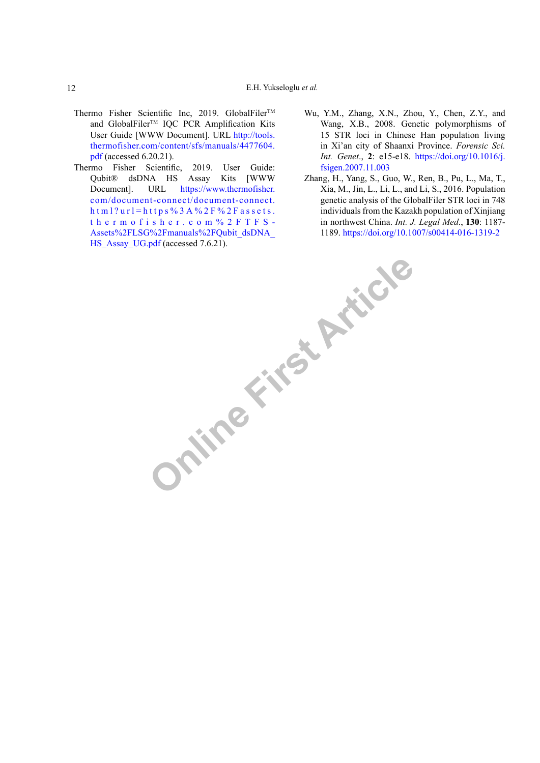Thermo Fisher Scientific Inc, 2019. GlobalFiler™ and GlobalFiler™ IQC PCR Amplification Kits User Guide [WWW Document]. URL http://tools.thermofisher.com/content/sfs/manuals/4477604.pdf (accessed 6.20.21).

Thermo Fisher Scientific, 2019. User Guide: Qubit® dsDNA HS Assay Kits [WWW Document]. URL https://www.thermofisher.com/document-connect/document-connect.html?url=https%3A%2F%2Fassets.thermofisher.com%2FTFS-Assets%2FLSG%2Fmanuals%2FQubit_dsDNA_HS_Assay_UG.pdf (accessed 7.6.21).

Wu, Y.M., Zhang, X.N., Zhou, Y., Chen, Z.Y., and Wang, X.B., 2008. Genetic polymorphisms of 15 STR loci in Chinese Han population living in Xi'an city of Shaanxi Province. *Forensic Sci. Int. Genet.*, **2**: e15-e18. https://doi.org/10.1016/j.fsigen.2007.11.003

Zhang, H., Yang, S., Guo, W., Ren, B., Pu, L., Ma, T., Xia, M., Jin, L., Li, L., and Li, S., 2016. Population genetic analysis of the GlobalFiler STR loci in 748 individuals from the Kazakh population of Xinjiang in northwest China. *Int. J. Legal Med.*, **130**: 1187-1189. https://doi.org/10.1007/s00414-016-1319-2